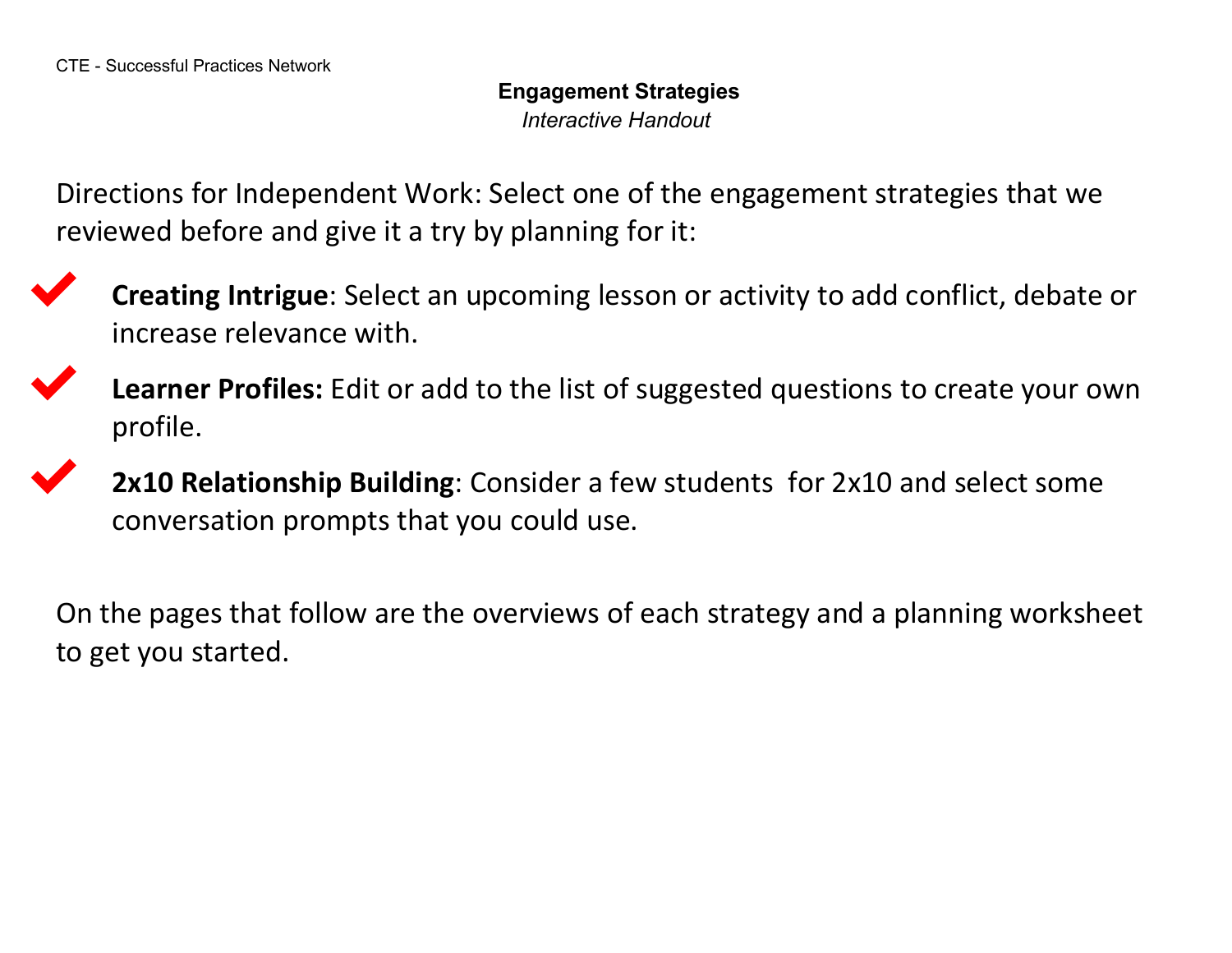CTE - Successful Practices Network

## Engagement Strategies

*Interactive Handout*

Directions for Independent Work: Select one of the engagement strategies that we reviewed before and give it a try by planning for it:

- ✔ **Creating Intrigue**: Select an upcoming lesson or activity to add conflict, debate or increase relevance with.
- ✔ **Learner Profiles:** Edit or add to the list of suggested questions to create your own profile.
- ✔ **2x10 Relationship Building**: Consider a few students for 2x10 and select some conversation prompts that you could use.

On the pages that follow are the overviews of each strategy and a planning worksheet to get you started.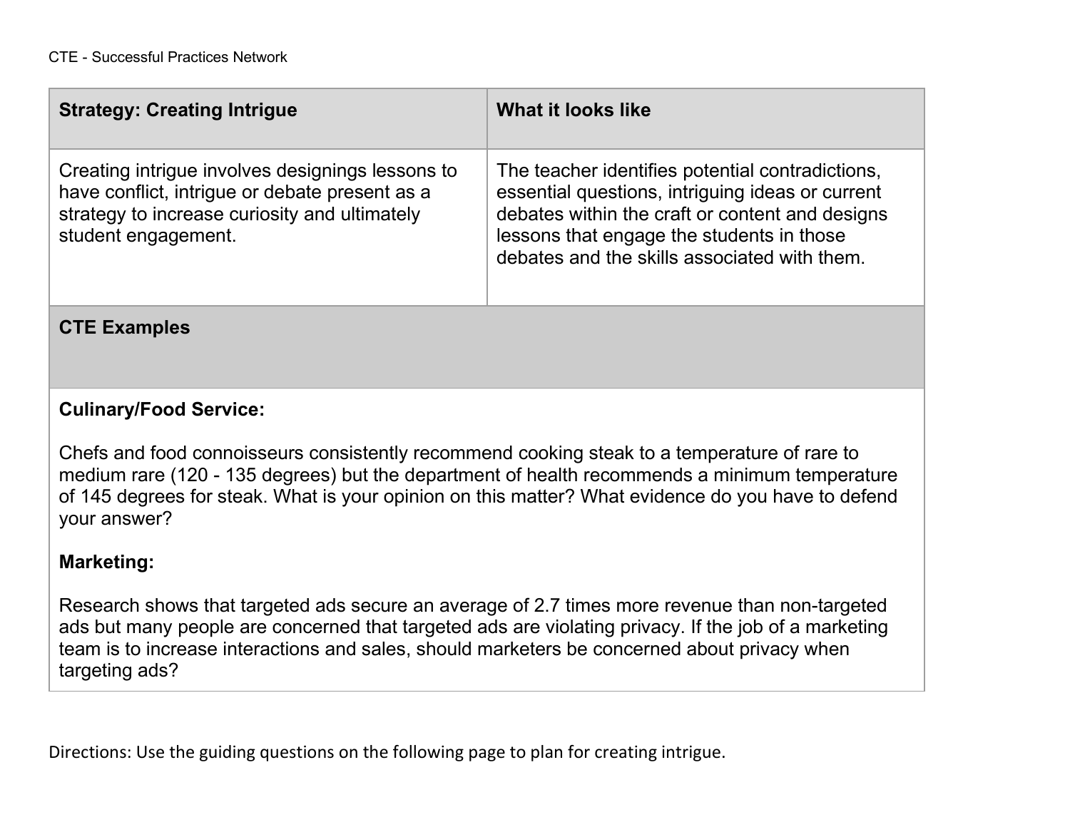| Strategy: Creating Intrigue | What it looks like |
| --- | --- |
| Creating intrigue involves designings lessons to have conflict, intrigue or debate present as a strategy to increase curiosity and ultimately student engagement. | The teacher identifies potential contradictions, essential questions, intriguing ideas or current debates within the craft or content and designs lessons that engage the students in those debates and the skills associated with them. |

**CTE Examples**

**Culinary/Food Service:**

Chefs and food connoisseurs consistently recommend cooking steak to a temperature of rare to medium rare (120 - 135 degrees) but the department of health recommends a minimum temperature of 145 degrees for steak. What is your opinion on this matter? What evidence do you have to defend your answer?

**Marketing:**

Research shows that targeted ads secure an average of 2.7 times more revenue than non-targeted ads but many people are concerned that targeted ads are violating privacy. If the job of a marketing team is to increase interactions and sales, should marketers be concerned about privacy when targeting ads?

Directions: Use the guiding questions on the following page to plan for creating intrigue.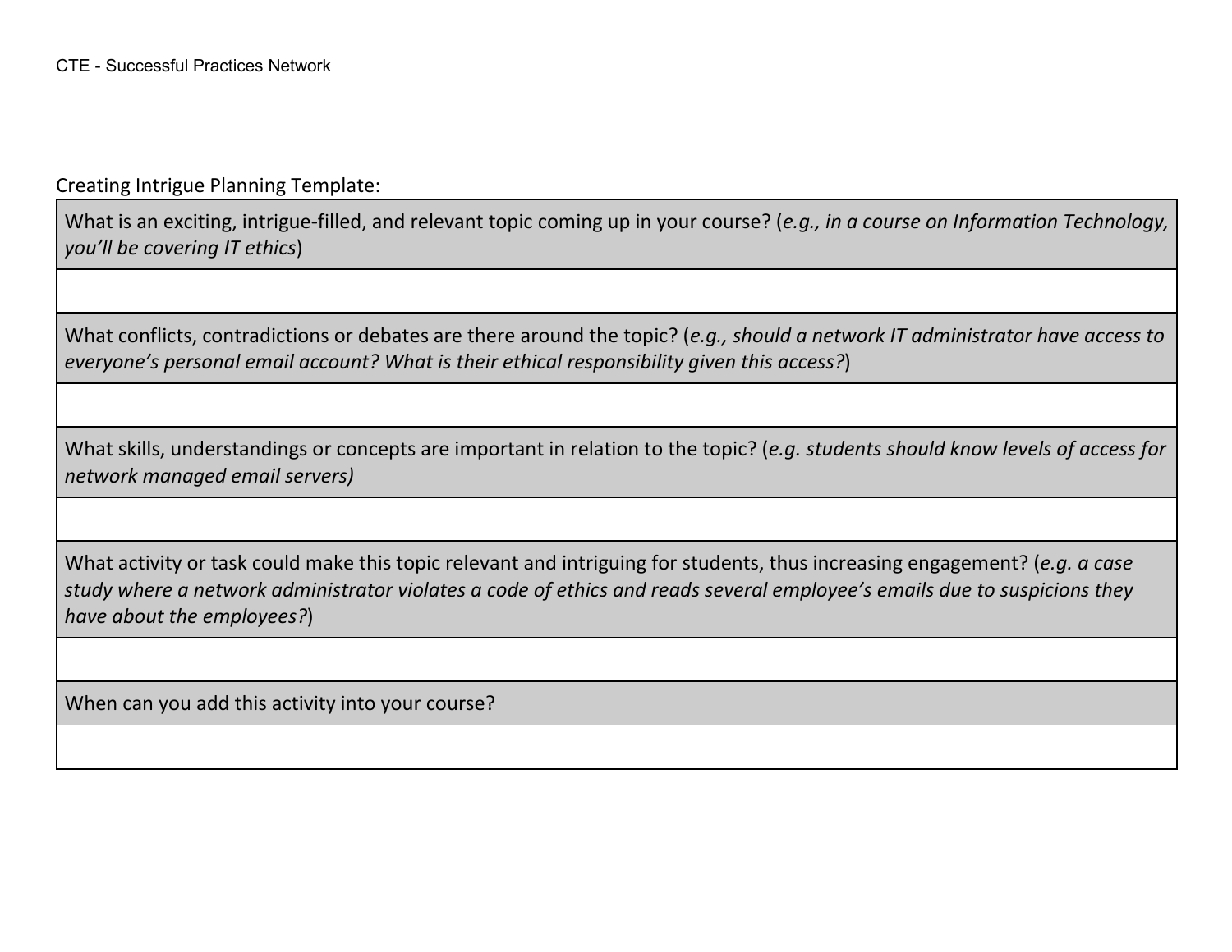Creating Intrigue Planning Template:

| What is an exciting, intrigue-filled, and relevant topic coming up in your course? (*e.g., in a course on Information Technology, you'll be covering IT ethics*) |
|---|
| |
| What conflicts, contradictions or debates are there around the topic? (*e.g., should a network IT administrator have access to everyone's personal email account? What is their ethical responsibility given this access?*) |
| |
| What skills, understandings or concepts are important in relation to the topic? (*e.g. students should know levels of access for network managed email servers)* |
| |
| What activity or task could make this topic relevant and intriguing for students, thus increasing engagement? (*e.g. a case study where a network administrator violates a code of ethics and reads several employee's emails due to suspicions they have about the employees?*) |
| |
| When can you add this activity into your course? |
| |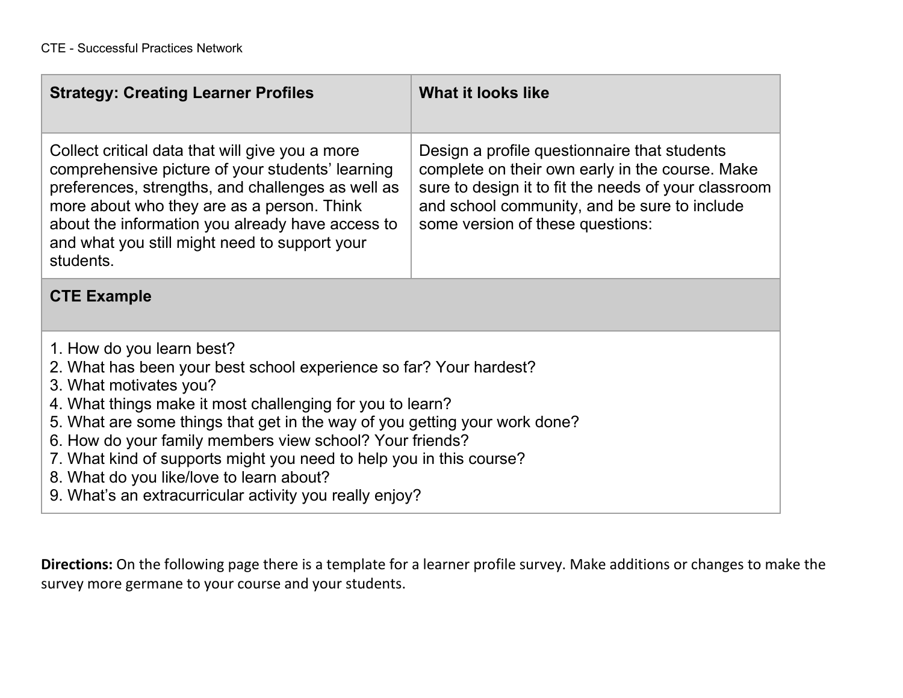| Strategy: Creating Learner Profiles | What it looks like |
| --- | --- |
| Collect critical data that will give you a more comprehensive picture of your students' learning preferences, strengths, and challenges as well as more about who they are as a person. Think about the information you already have access to and what you still might need to support your students. | Design a profile questionnaire that students complete on their own early in the course. Make sure to design it to fit the needs of your classroom and school community, and be sure to include some version of these questions: |
| **CTE Example** | |
| 1. How do you learn best?<br>2. What has been your best school experience so far? Your hardest?<br>3. What motivates you?<br>4. What things make it most challenging for you to learn?<br>5. What are some things that get in the way of you getting your work done?<br>6. How do your family members view school? Your friends?<br>7. What kind of supports might you need to help you in this course?<br>8. What do you like/love to learn about?<br>9. What's an extracurricular activity you really enjoy? | |

**Directions:** On the following page there is a template for a learner profile survey. Make additions or changes to make the survey more germane to your course and your students.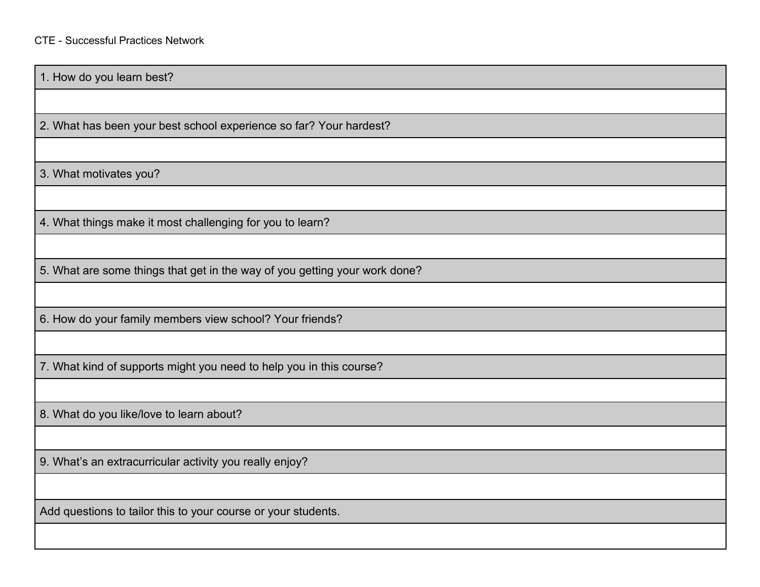| 1. How do you learn best? |
|---|
| |
| 2. What has been your best school experience so far? Your hardest? |
| |
| 3. What motivates you? |
| |
| 4. What things make it most challenging for you to learn? |
| |
| 5. What are some things that get in the way of you getting your work done? |
| |
| 6. How do your family members view school? Your friends? |
| |
| 7. What kind of supports might you need to help you in this course? |
| |
| 8. What do you like/love to learn about? |
| |
| 9. What's an extracurricular activity you really enjoy? |
| |
| Add questions to tailor this to your course or your students. |
| |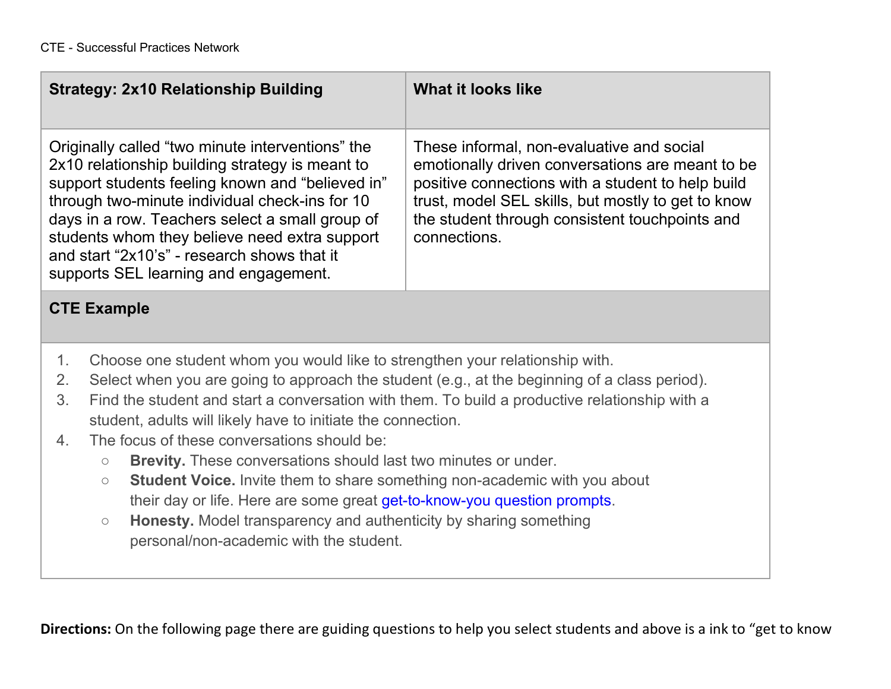| **Strategy: 2x10 Relationship Building** | **What it looks like** |
|---|---|
| Originally called "two minute interventions" the 2x10 relationship building strategy is meant to support students feeling known and "believed in" through two-minute individual check-ins for 10 days in a row. Teachers select a small group of students whom they believe need extra support and start "2x10's" - research shows that it supports SEL learning and engagement. | These informal, non-evaluative and social emotionally driven conversations are meant to be positive connections with a student to help build trust, model SEL skills, but mostly to get to know the student through consistent touchpoints and connections. |

**CTE Example**

1. Choose one student whom you would like to strengthen your relationship with.
2. Select when you are going to approach the student (e.g., at the beginning of a class period).
3. Find the student and start a conversation with them. To build a productive relationship with a student, adults will likely have to initiate the connection.
4. The focus of these conversations should be:
   - **Brevity.** These conversations should last two minutes or under.
   - **Student Voice.** Invite them to share something non-academic with you about their day or life. Here are some great get-to-know-you question prompts.
   - **Honesty.** Model transparency and authenticity by sharing something personal/non-academic with the student.

**Directions:** On the following page there are guiding questions to help you select students and above is a ink to "get to know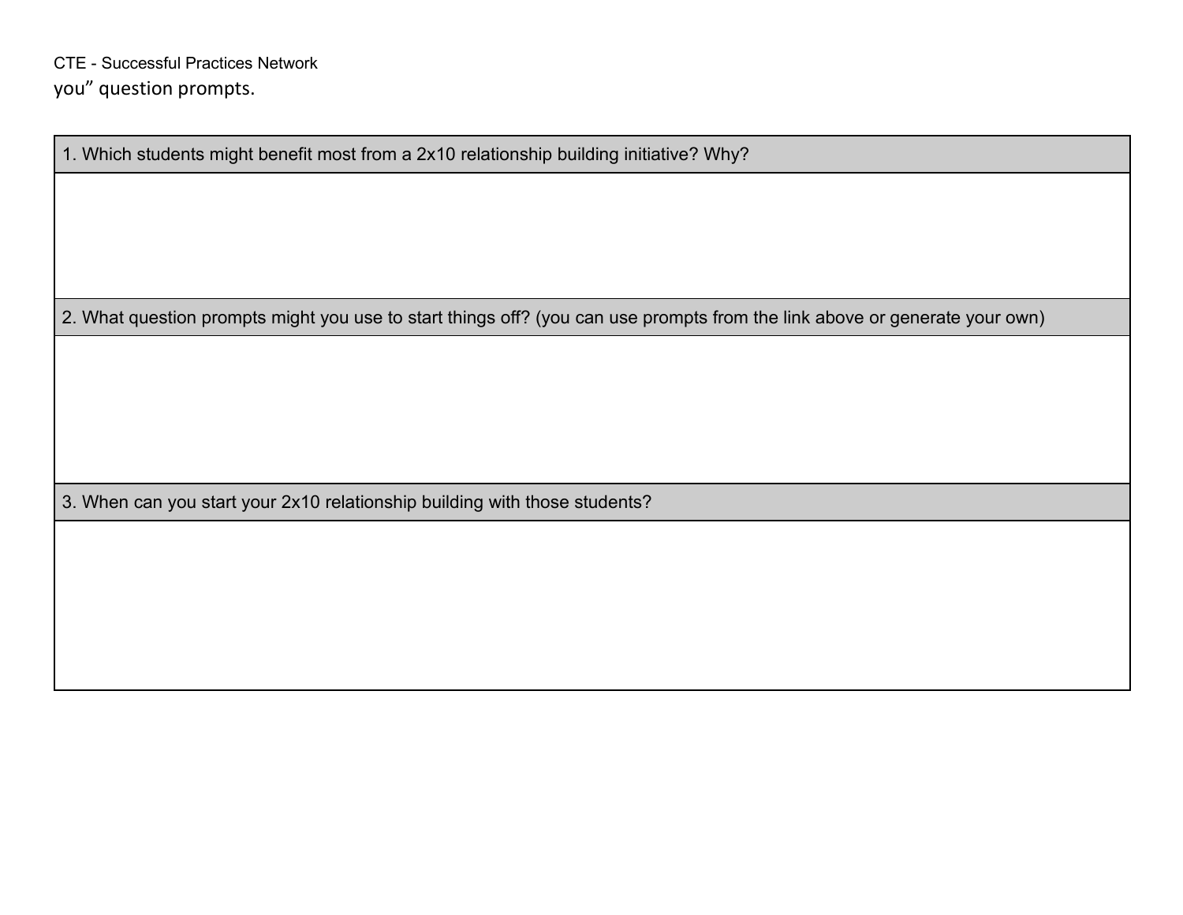you" question prompts.

| 1. Which students might benefit most from a 2x10 relationship building initiative? Why? |
| --- |
| |
| 2. What question prompts might you use to start things off? (you can use prompts from the link above or generate your own) |
| |
| 3. When can you start your 2x10 relationship building with those students? |
| |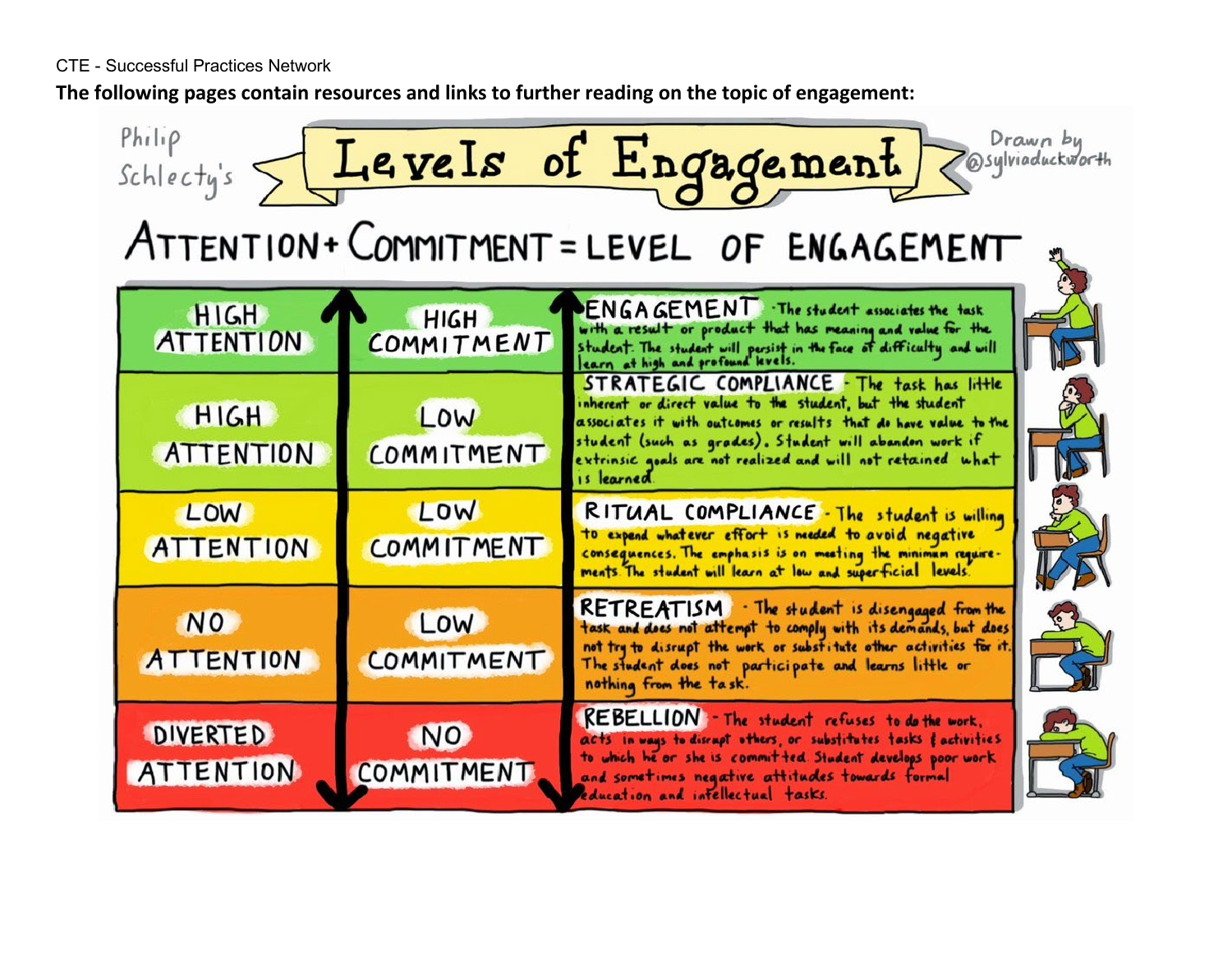CTE - Successful Practices Network

**The following pages contain resources and links to further reading on the topic of engagement:**

# Philip Schlecty's Levels of Engagement

Drawn by @sylviaduckworth

## ATTENTION + COMMITMENT = LEVEL OF ENGAGEMENT

| Attention | Commitment | Level of Engagement |
| --- | --- | --- |
| HIGH ATTENTION | HIGH COMMITMENT | **ENGAGEMENT** - The student associates the task with a result or product that has meaning and value for the student. The student will persist in the face of difficulty and will learn at high and profound levels. |
| HIGH ATTENTION | LOW COMMITMENT | **STRATEGIC COMPLIANCE** - The task has little inherent or direct value to the student, but the student associates it with outcomes or results that do have value to the student (such as grades). Student will abandon work if extrinsic goals are not realized and will not retained what is learned. |
| LOW ATTENTION | LOW COMMITMENT | **RITUAL COMPLIANCE** - The student is willing to expend whatever effort is needed to avoid negative consequences. The emphasis is on meeting the minimum requirements. The student will learn at low and superficial levels. |
| NO ATTENTION | LOW COMMITMENT | **RETREATISM** - The student is disengaged from the task and does not attempt to comply with its demands, but does not try to disrupt the work or substitute other activities for it. The student does not participate and learns little or nothing from the task. |
| DIVERTED ATTENTION | NO COMMITMENT | **REBELLION** - The student refuses to do the work, acts in ways to disrupt others, or substitutes tasks & activities to which he or she is committed. Student develops poor work and sometimes negative attitudes towards formal education and intellectual tasks. |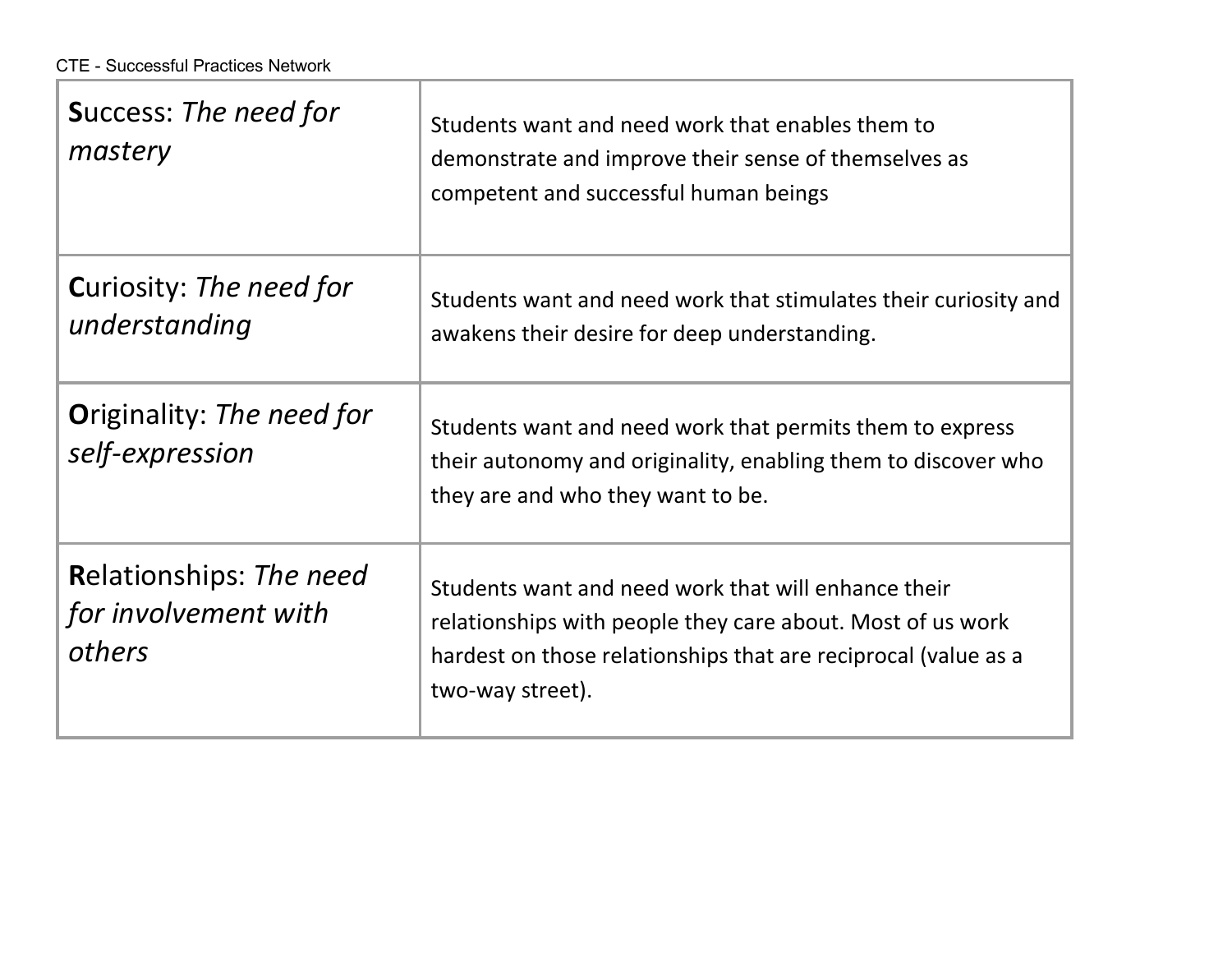| | |
|---|---|
| **S**uccess: *The need for mastery* | Students want and need work that enables them to demonstrate and improve their sense of themselves as competent and successful human beings |
| **C**uriosity: *The need for understanding* | Students want and need work that stimulates their curiosity and awakens their desire for deep understanding. |
| **O**riginality: *The need for self-expression* | Students want and need work that permits them to express their autonomy and originality, enabling them to discover who they are and who they want to be. |
| **R**elationships: *The need for involvement with others* | Students want and need work that will enhance their relationships with people they care about. Most of us work hardest on those relationships that are reciprocal (value as a two-way street). |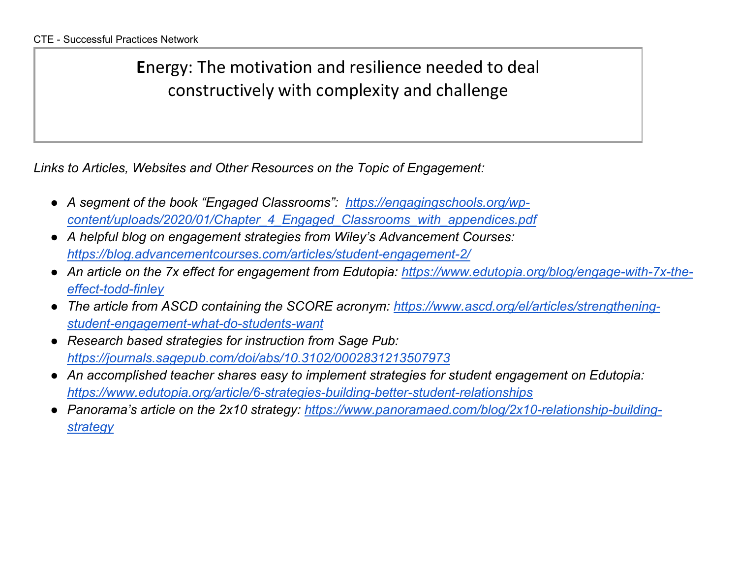# **E**nergy: The motivation and resilience needed to deal constructively with complexity and challenge

*Links to Articles, Websites and Other Resources on the Topic of Engagement:*

- *A segment of the book "Engaged Classrooms": [https://engagingschools.org/wp-content/uploads/2020/01/Chapter_4_Engaged_Classrooms_with_appendices.pdf](https://engagingschools.org/wp-content/uploads/2020/01/Chapter_4_Engaged_Classrooms_with_appendices.pdf)*
- *A helpful blog on engagement strategies from Wiley's Advancement Courses: [https://blog.advancementcourses.com/articles/student-engagement-2/](https://blog.advancementcourses.com/articles/student-engagement-2/)*
- *An article on the 7x effect for engagement from Edutopia: [https://www.edutopia.org/blog/engage-with-7x-the-effect-todd-finley](https://www.edutopia.org/blog/engage-with-7x-the-effect-todd-finley)*
- *The article from ASCD containing the SCORE acronym: [https://www.ascd.org/el/articles/strengthening-student-engagement-what-do-students-want](https://www.ascd.org/el/articles/strengthening-student-engagement-what-do-students-want)*
- *Research based strategies for instruction from Sage Pub: [https://journals.sagepub.com/doi/abs/10.3102/0002831213507973](https://journals.sagepub.com/doi/abs/10.3102/0002831213507973)*
- *An accomplished teacher shares easy to implement strategies for student engagement on Edutopia: [https://www.edutopia.org/article/6-strategies-building-better-student-relationships](https://www.edutopia.org/article/6-strategies-building-better-student-relationships)*
- *Panorama's article on the 2x10 strategy: [https://www.panoramaed.com/blog/2x10-relationship-building-strategy](https://www.panoramaed.com/blog/2x10-relationship-building-strategy)*